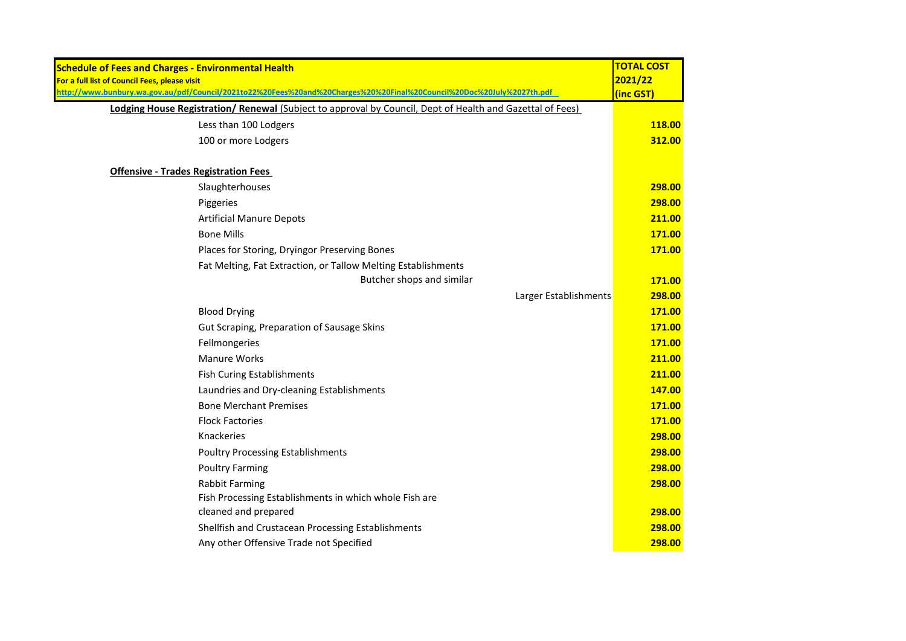| **Schedule of Fees and Charges - Environmental Health**<br>**For a full list of Council Fees, please visit**<br>**http://www.bunbury.wa.gov.au/pdf/Council/2021to22%20Fees%20and%20Charges%20%20Final%20Council%20Doc%20July%2027th.pdf** | **TOTAL COST 2021/22 (inc GST)** |
|---|---|
| **Lodging House Registration/ Renewal** (Subject to approval by Council, Dept of Health and Gazettal of Fees) | |
| Less than 100 Lodgers | **118.00** |
| 100 or more Lodgers | **312.00** |
| | |
| **Offensive - Trades Registration Fees** | |
| Slaughterhouses | **298.00** |
| Piggeries | **298.00** |
| Artificial Manure Depots | **211.00** |
| Bone Mills | **171.00** |
| Places for Storing, Dryingor Preserving Bones | **171.00** |
| Fat Melting, Fat Extraction, or Tallow Melting Establishments | |
| Butcher shops and similar | **171.00** |
| Larger Establishments | **298.00** |
| Blood Drying | **171.00** |
| Gut Scraping, Preparation of Sausage Skins | **171.00** |
| Fellmongeries | **171.00** |
| Manure Works | **211.00** |
| Fish Curing Establishments | **211.00** |
| Laundries and Dry-cleaning Establishments | **147.00** |
| Bone Merchant Premises | **171.00** |
| Flock Factories | **171.00** |
| Knackeries | **298.00** |
| Poultry Processing Establishments | **298.00** |
| Poultry Farming | **298.00** |
| Rabbit Farming | **298.00** |
| Fish Processing Establishments in which whole Fish are cleaned and prepared | **298.00** |
| Shellfish and Crustacean Processing Establishments | **298.00** |
| Any other Offensive Trade not Specified | **298.00** |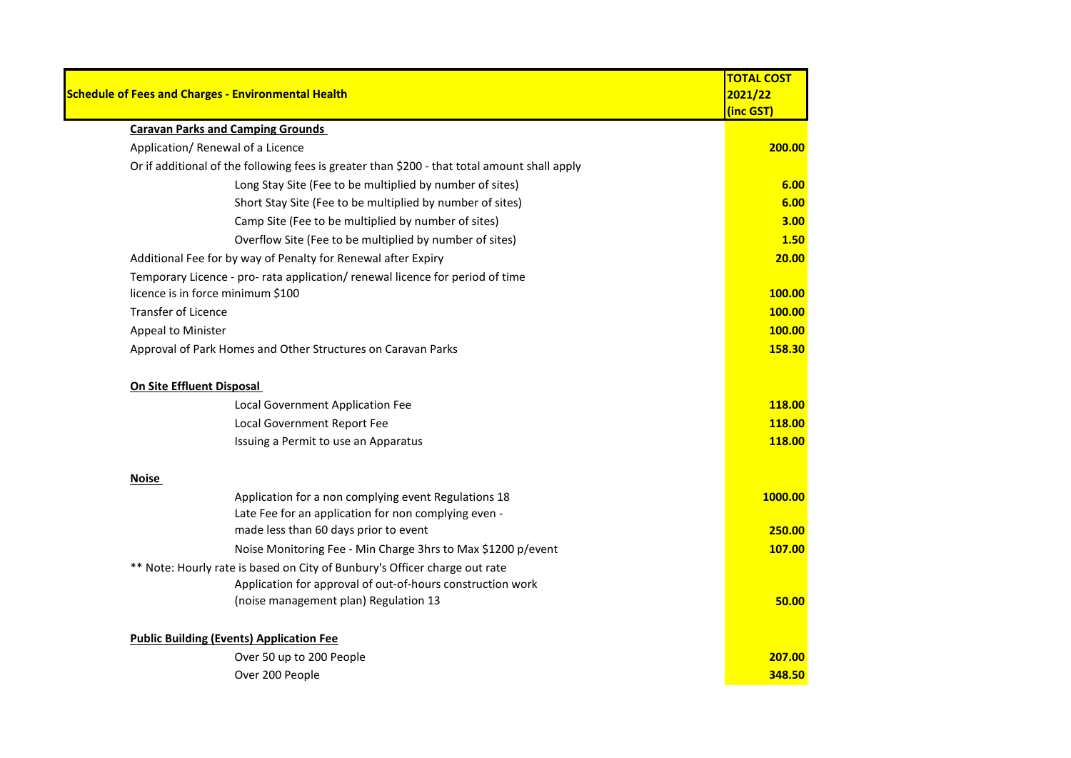| Schedule of Fees and Charges - Environmental Health | TOTAL COST 2021/22 (inc GST) |
|---|---|
| **Caravan Parks and Camping Grounds** | |
| Application/ Renewal of a Licence | 200.00 |
| Or if additional of the following fees is greater than $200 - that total amount shall apply | |
| Long Stay Site (Fee to be multiplied by number of sites) | 6.00 |
| Short Stay Site (Fee to be multiplied by number of sites) | 6.00 |
| Camp Site (Fee to be multiplied by number of sites) | 3.00 |
| Overflow Site (Fee to be multiplied by number of sites) | 1.50 |
| Additional Fee for by way of Penalty for Renewal after Expiry | 20.00 |
| Temporary Licence - pro- rata application/ renewal licence for period of time licence is in force minimum $100 | 100.00 |
| Transfer of Licence | 100.00 |
| Appeal to Minister | 100.00 |
| Approval of Park Homes and Other Structures on Caravan Parks | 158.30 |
| | |
| **On Site Effluent Disposal** | |
| Local Government Application Fee | 118.00 |
| Local Government Report Fee | 118.00 |
| Issuing a Permit to use an Apparatus | 118.00 |
| | |
| **Noise** | |
| Application for a non complying event Regulations 18 | 1000.00 |
| Late Fee for an application for non complying even - made less than 60 days prior to event | 250.00 |
| Noise Monitoring Fee - Min Charge 3hrs to Max $1200 p/event | 107.00 |
| ** Note: Hourly rate is based on City of Bunbury's Officer charge out rate | |
| Application for approval of out-of-hours construction work (noise management plan) Regulation 13 | 50.00 |
| | |
| **Public Building (Events) Application Fee** | |
| Over 50 up to 200 People | 207.00 |
| Over 200 People | 348.50 |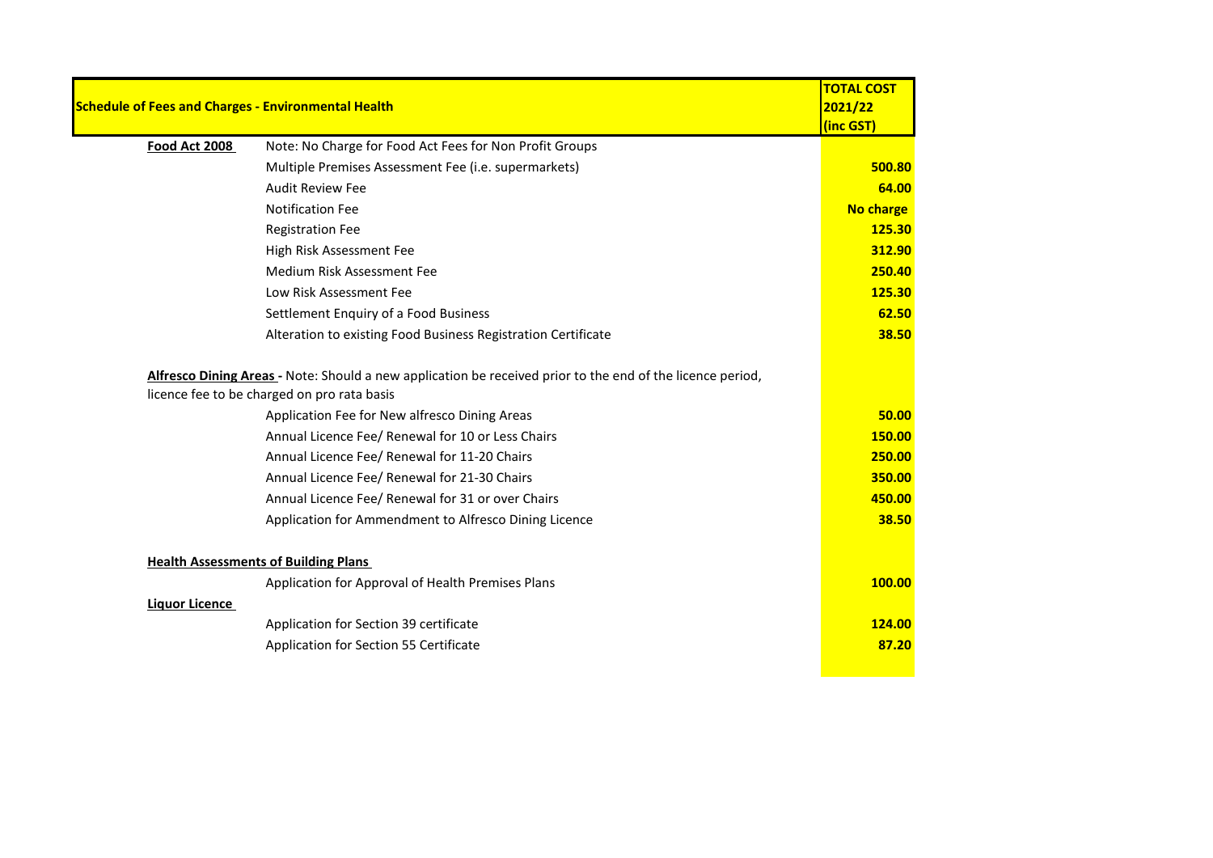| Schedule of Fees and Charges - Environmental Health | | TOTAL COST 2021/22 (inc GST) |
|---|---|---|
| **Food Act 2008** | Note: No Charge for Food Act Fees for Non Profit Groups | |
| | Multiple Premises Assessment Fee (i.e. supermarkets) | **500.80** |
| | Audit Review Fee | **64.00** |
| | Notification Fee | **No charge** |
| | Registration Fee | **125.30** |
| | High Risk Assessment Fee | **312.90** |
| | Medium Risk Assessment Fee | **250.40** |
| | Low Risk Assessment Fee | **125.30** |
| | Settlement Enquiry of a Food Business | **62.50** |
| | Alteration to existing Food Business Registration Certificate | **38.50** |
| **Alfresco Dining Areas** - Note: Should a new application be received prior to the end of the licence period, licence fee to be charged on pro rata basis | | |
| | Application Fee for New alfresco Dining Areas | **50.00** |
| | Annual Licence Fee/ Renewal for 10 or Less Chairs | **150.00** |
| | Annual Licence Fee/ Renewal for 11-20 Chairs | **250.00** |
| | Annual Licence Fee/ Renewal for 21-30 Chairs | **350.00** |
| | Annual Licence Fee/ Renewal for 31 or over Chairs | **450.00** |
| | Application for Ammendment to Alfresco Dining Licence | **38.50** |
| **Health Assessments of Building Plans** | | |
| | Application for Approval of Health Premises Plans | **100.00** |
| **Liquor Licence** | | |
| | Application for Section 39 certificate | **124.00** |
| | Application for Section 55 Certificate | **87.20** |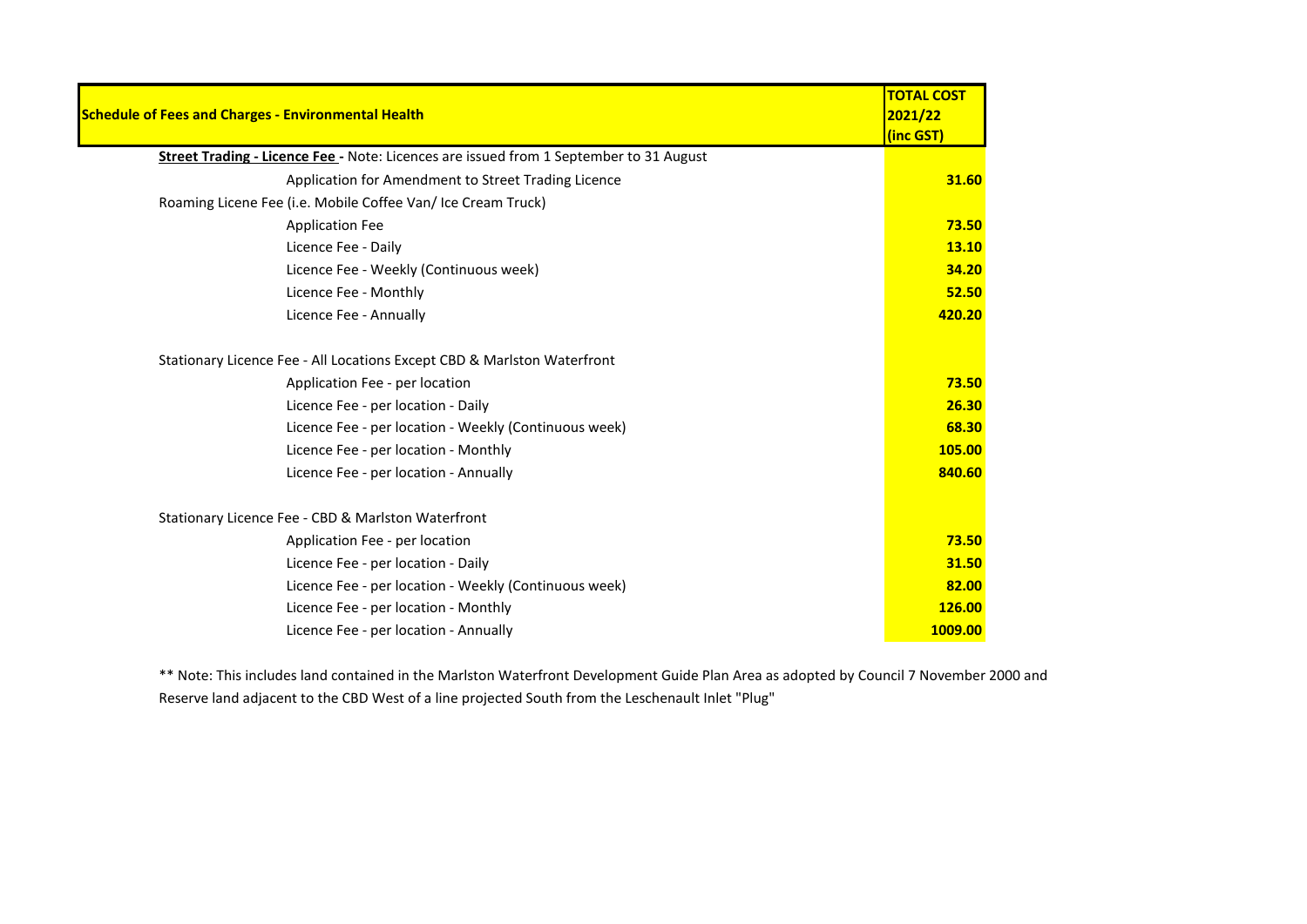| Schedule of Fees and Charges - Environmental Health | TOTAL COST 2021/22 (inc GST) |
| --- | --- |
| **Street Trading - Licence Fee -** Note: Licences are issued from 1 September to 31 August | |
| Application for Amendment to Street Trading Licence | **31.60** |
| Roaming Licene Fee (i.e. Mobile Coffee Van/ Ice Cream Truck) | |
| Application Fee | **73.50** |
| Licence Fee - Daily | **13.10** |
| Licence Fee - Weekly (Continuous week) | **34.20** |
| Licence Fee - Monthly | **52.50** |
| Licence Fee - Annually | **420.20** |
| | |
| Stationary Licence Fee - All Locations Except CBD & Marlston Waterfront | |
| Application Fee - per location | **73.50** |
| Licence Fee - per location - Daily | **26.30** |
| Licence Fee - per location - Weekly (Continuous week) | **68.30** |
| Licence Fee - per location - Monthly | **105.00** |
| Licence Fee - per location - Annually | **840.60** |
| | |
| Stationary Licence Fee - CBD & Marlston Waterfront | |
| Application Fee - per location | **73.50** |
| Licence Fee - per location - Daily | **31.50** |
| Licence Fee - per location - Weekly (Continuous week) | **82.00** |
| Licence Fee - per location - Monthly | **126.00** |
| Licence Fee - per location - Annually | **1009.00** |

** Note: This includes land contained in the Marlston Waterfront Development Guide Plan Area as adopted by Council 7 November 2000 and Reserve land adjacent to the CBD West of a line projected South from the Leschenault Inlet "Plug"